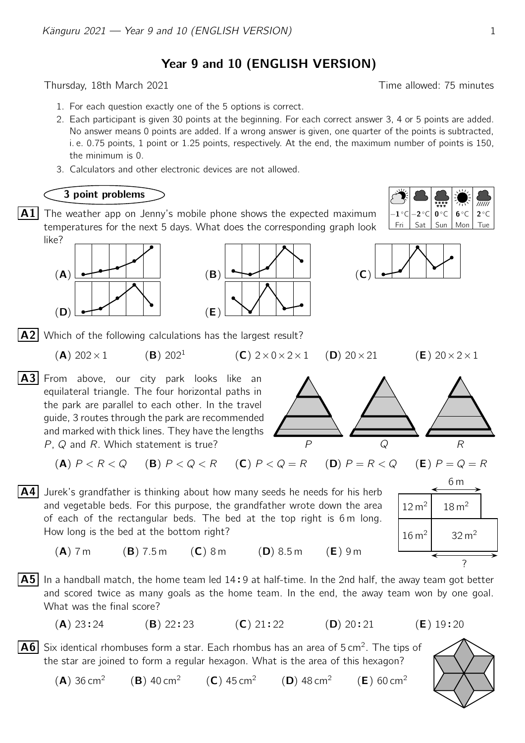# Year 9 and 10 (ENGLISH VERSION)

Thursday, 18th March 2021 Time allowed: 75 minutes

1. For each question exactly one of the 5 options is correct.
2. Each participant is given 30 points at the beginning. For each correct answer 3, 4 or 5 points are added. No answer means 0 points are added. If a wrong answer is given, one quarter of the points is subtracted, i. e. 0.75 points, 1 point or 1.25 points, respectively. At the end, the maximum number of points is 150, the minimum is 0.
3. Calculators and other electronic devices are not allowed.

## 3 point problems

**A1** The weather app on Jenny's mobile phone shows the expected maximum temperatures for the next 5 days. What does the corresponding graph look like?

| Fri | Sat | Sun | Mon | Tue |
|---|---|---|---|---|
| −1 °C | −2 °C | 0 °C | 6 °C | 2 °C |

(**A**) (**B**) (**C**) (**D**) (**E**)

**A2** Which of the following calculations has the largest result?

(**A**) $202 \times 1$ (**B**) $202^1$ (**C**) $2 \times 0 \times 2 \times 1$ (**D**) $20 \times 21$ (**E**) $20 \times 2 \times 1$

**A3** From above, our city park looks like an equilateral triangle. The four horizontal paths in the park are parallel to each other. In the travel guide, 3 routes through the park are recommended and marked with thick lines. They have the lengths $P$, $Q$ and $R$. Which statement is true?

$P$ $Q$ $R$

(**A**) $P < R < Q$ (**B**) $P < Q < R$ (**C**) $P < Q = R$ (**D**) $P = R < Q$ (**E**) $P = Q = R$

**A4** Jurek's grandfather is thinking about how many seeds he needs for his herb and vegetable beds. For this purpose, the grandfather wrote down the area of each of the rectangular beds. The bed at the top right is 6 m long. How long is the bed at the bottom right?

6 m

| $12\,\text{m}^2$ | $18\,\text{m}^2$ |
|---|---|
| $16\,\text{m}^2$ | $32\,\text{m}^2$ |

?

(**A**) 7 m (**B**) 7.5 m (**C**) 8 m (**D**) 8.5 m (**E**) 9 m

**A5** In a handball match, the home team led **14:9** at half-time. In the 2nd half, the away team got better and scored twice as many goals as the home team. In the end, the away team won by one goal. What was the final score?

(**A**) 23**:**24 (**B**) 22**:**23 (**C**) 21**:**22 (**D**) 20**:**21 (**E**) 19**:**20

**A6** Six identical rhombuses form a star. Each rhombus has an area of $5\,\text{cm}^2$. The tips of the star are joined to form a regular hexagon. What is the area of this hexagon?

(**A**) $36\,\text{cm}^2$ (**B**) $40\,\text{cm}^2$ (**C**) $45\,\text{cm}^2$ (**D**) $48\,\text{cm}^2$ (**E**) $60\,\text{cm}^2$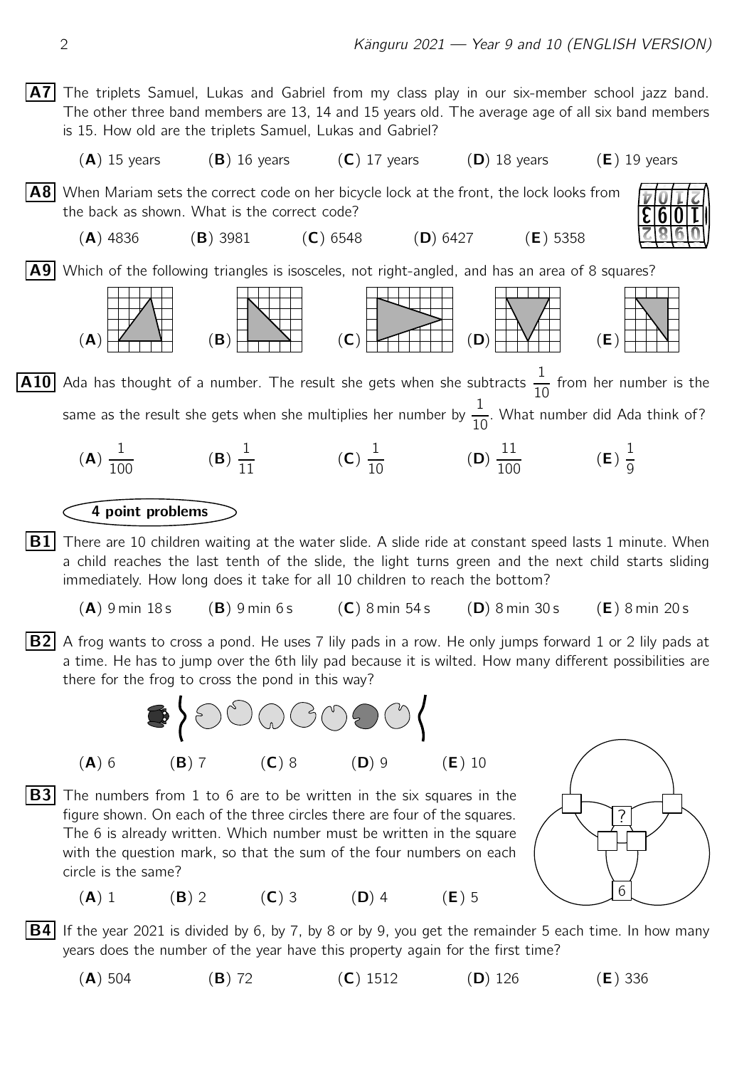**A7** The triplets Samuel, Lukas and Gabriel from my class play in our six-member school jazz band. The other three band members are 13, 14 and 15 years old. The average age of all six band members is 15. How old are the triplets Samuel, Lukas and Gabriel?

(**A**) 15 years (**B**) 16 years (**C**) 17 years (**D**) 18 years (**E**) 19 years

**A8** When Mariam sets the correct code on her bicycle lock at the front, the lock looks from the back as shown. What is the correct code?

(**A**) 4836 (**B**) 3981 (**C**) 6548 (**D**) 6427 (**E**) 5358

**A9** Which of the following triangles is isosceles, not right-angled, and has an area of 8 squares?

(**A**) (**B**) (**C**) (**D**) (**E**)

**A10** Ada has thought of a number. The result she gets when she subtracts $\frac{1}{10}$ from her number is the same as the result she gets when she multiplies her number by $\frac{1}{10}$. What number did Ada think of?

(**A**) $\frac{1}{100}$ (**B**) $\frac{1}{11}$ (**C**) $\frac{1}{10}$ (**D**) $\frac{11}{100}$ (**E**) $\frac{1}{9}$

## 4 point problems

**B1** There are 10 children waiting at the water slide. A slide ride at constant speed lasts 1 minute. When a child reaches the last tenth of the slide, the light turns green and the next child starts sliding immediately. How long does it take for all 10 children to reach the bottom?

(**A**) 9 min 18 s (**B**) 9 min 6 s (**C**) 8 min 54 s (**D**) 8 min 30 s (**E**) 8 min 20 s

**B2** A frog wants to cross a pond. He uses 7 lily pads in a row. He only jumps forward 1 or 2 lily pads at a time. He has to jump over the 6th lily pad because it is wilted. How many different possibilities are there for the frog to cross the pond in this way?

(**A**) 6 (**B**) 7 (**C**) 8 (**D**) 9 (**E**) 10

**B3** The numbers from 1 to 6 are to be written in the six squares in the figure shown. On each of the three circles there are four of the squares. The 6 is already written. Which number must be written in the square with the question mark, so that the sum of the four numbers on each circle is the same?

(**A**) 1 (**B**) 2 (**C**) 3 (**D**) 4 (**E**) 5

**B4** If the year 2021 is divided by 6, by 7, by 8 or by 9, you get the remainder 5 each time. In how many years does the number of the year have this property again for the first time?

(**A**) 504 (**B**) 72 (**C**) 1512 (**D**) 126 (**E**) 336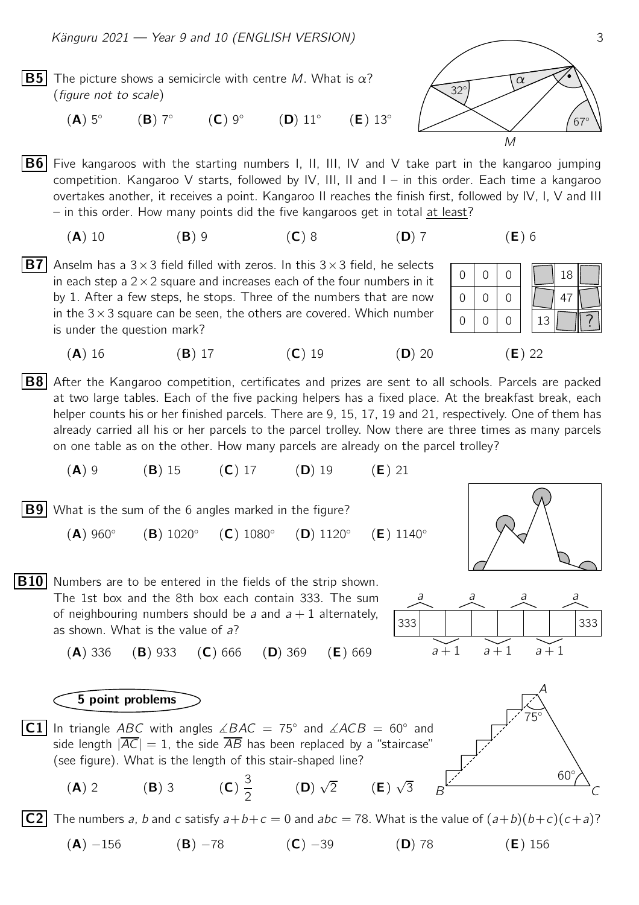**B5** The picture shows a semicircle with centre $M$. What is $\alpha$? (*figure not to scale*)

(**A**) $5°$ (**B**) $7°$ (**C**) $9°$ (**D**) $11°$ (**E**) $13°$

**B6** Five kangaroos with the starting numbers I, II, III, IV and V take part in the kangaroo jumping competition. Kangaroo V starts, followed by IV, III, II and I – in this order. Each time a kangaroo overtakes another, it receives a point. Kangaroo II reaches the finish first, followed by IV, I, V and III – in this order. How many points did the five kangaroos get in total <u>at least</u>?

(**A**) 10 (**B**) 9 (**C**) 8 (**D**) 7 (**E**) 6

**B7** Anselm has a $3 \times 3$ field filled with zeros. In this $3 \times 3$ field, he selects in each step a $2 \times 2$ square and increases each of the four numbers in it by 1. After a few steps, he stops. Three of the numbers that are now in the $3 \times 3$ square can be seen, the others are covered. Which number is under the question mark?

| 0 | 0 | 0 |
|---|---|---|
| 0 | 0 | 0 |
| 0 | 0 | 0 |

| | 18 | |
|---|---|---|
| | 47 | |
| 13 | | ? |

(**A**) 16 (**B**) 17 (**C**) 19 (**D**) 20 (**E**) 22

**B8** After the Kangaroo competition, certificates and prizes are sent to all schools. Parcels are packed at two large tables. Each of the five packing helpers has a fixed place. At the breakfast break, each helper counts his or her finished parcels. There are 9, 15, 17, 19 and 21, respectively. One of them has already carried all his or her parcels to the parcel trolley. Now there are three times as many parcels on one table as on the other. How many parcels are already on the parcel trolley?

(**A**) 9 (**B**) 15 (**C**) 17 (**D**) 19 (**E**) 21

**B9** What is the sum of the 6 angles marked in the figure?

(**A**) $960°$ (**B**) $1020°$ (**C**) $1080°$ (**D**) $1120°$ (**E**) $1140°$

**B10** Numbers are to be entered in the fields of the strip shown. The 1st box and the 8th box each contain 333. The sum of neighbouring numbers should be $a$ and $a+1$ alternately, as shown. What is the value of $a$?

| 333 | | | | | | | 333 |
|---|---|---|---|---|---|---|---|

(**A**) 336 (**B**) 933 (**C**) 666 (**D**) 369 (**E**) 669

## 5 point problems

**C1** In triangle $ABC$ with angles $\measuredangle BAC = 75°$ and $\measuredangle ACB = 60°$ and side length $|\overline{AC}| = 1$, the side $\overline{AB}$ has been replaced by a "staircase" (see figure). What is the length of this stair-shaped line?

(**A**) 2 (**B**) 3 (**C**) $\frac{3}{2}$ (**D**) $\sqrt{2}$ (**E**) $\sqrt{3}$

**C2** The numbers $a$, $b$ and $c$ satisfy $a+b+c=0$ and $abc=78$. What is the value of $(a+b)(b+c)(c+a)$?

(**A**) $-156$ (**B**) $-78$ (**C**) $-39$ (**D**) 78 (**E**) 156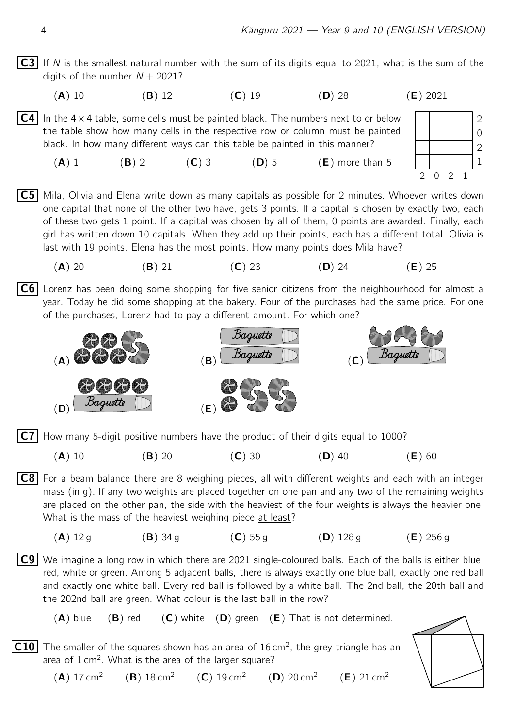**C3** If $N$ is the smallest natural number with the sum of its digits equal to 2021, what is the sum of the digits of the number $N + 2021$?

(**A**) 10 (**B**) 12 (**C**) 19 (**D**) 28 (**E**) 2021

**C4** In the $4 \times 4$ table, some cells must be painted black. The numbers next to or below the table show how many cells in the respective row or column must be painted black. In how many different ways can this table be painted in this manner?

(**A**) 1 (**B**) 2 (**C**) 3 (**D**) 5 (**E**) more than 5

| | | | | |
|---|---|---|---|---|
| | | | | 2 |
| | | | | 0 |
| | | | | 2 |
| | | | | 1 |
| 2 | 0 | 2 | 1 | |

**C5** Mila, Olivia and Elena write down as many capitals as possible for 2 minutes. Whoever writes down one capital that none of the other two have, gets 3 points. If a capital is chosen by exactly two, each of these two gets 1 point. If a capital was chosen by all of them, 0 points are awarded. Finally, each girl has written down 10 capitals. When they add up their points, each has a different total. Olivia is last with 19 points. Elena has the most points. How many points does Mila have?

(**A**) 20 (**B**) 21 (**C**) 23 (**D**) 24 (**E**) 25

**C6** Lorenz has been doing some shopping for five senior citizens from the neighbourhood for almost a year. Today he did some shopping at the bakery. Four of the purchases had the same price. For one of the purchases, Lorenz had to pay a different amount. For which one?

(**A**)

(**B**) Baguette Baguette

(**C**) Baguette

(**D**) Baguette

(**E**)

**C7** How many 5-digit positive numbers have the product of their digits equal to 1000?

(**A**) 10 (**B**) 20 (**C**) 30 (**D**) 40 (**E**) 60

**C8** For a beam balance there are 8 weighing pieces, all with different weights and each with an integer mass (in g). If any two weights are placed together on one pan and any two of the remaining weights are placed on the other pan, the side with the heaviest of the four weights is always the heavier one. What is the mass of the heaviest weighing piece at least?

(**A**) 12 g (**B**) 34 g (**C**) 55 g (**D**) 128 g (**E**) 256 g

**C9** We imagine a long row in which there are 2021 single-coloured balls. Each of the balls is either blue, red, white or green. Among 5 adjacent balls, there is always exactly one blue ball, exactly one red ball and exactly one white ball. Every red ball is followed by a white ball. The 2nd ball, the 20th ball and the 202nd ball are green. What colour is the last ball in the row?

(**A**) blue (**B**) red (**C**) white (**D**) green (**E**) That is not determined.

**C10** The smaller of the squares shown has an area of $16\,\text{cm}^2$, the grey triangle has an area of $1\,\text{cm}^2$. What is the area of the larger square?

(**A**) $17\,\text{cm}^2$ (**B**) $18\,\text{cm}^2$ (**C**) $19\,\text{cm}^2$ (**D**) $20\,\text{cm}^2$ (**E**) $21\,\text{cm}^2$